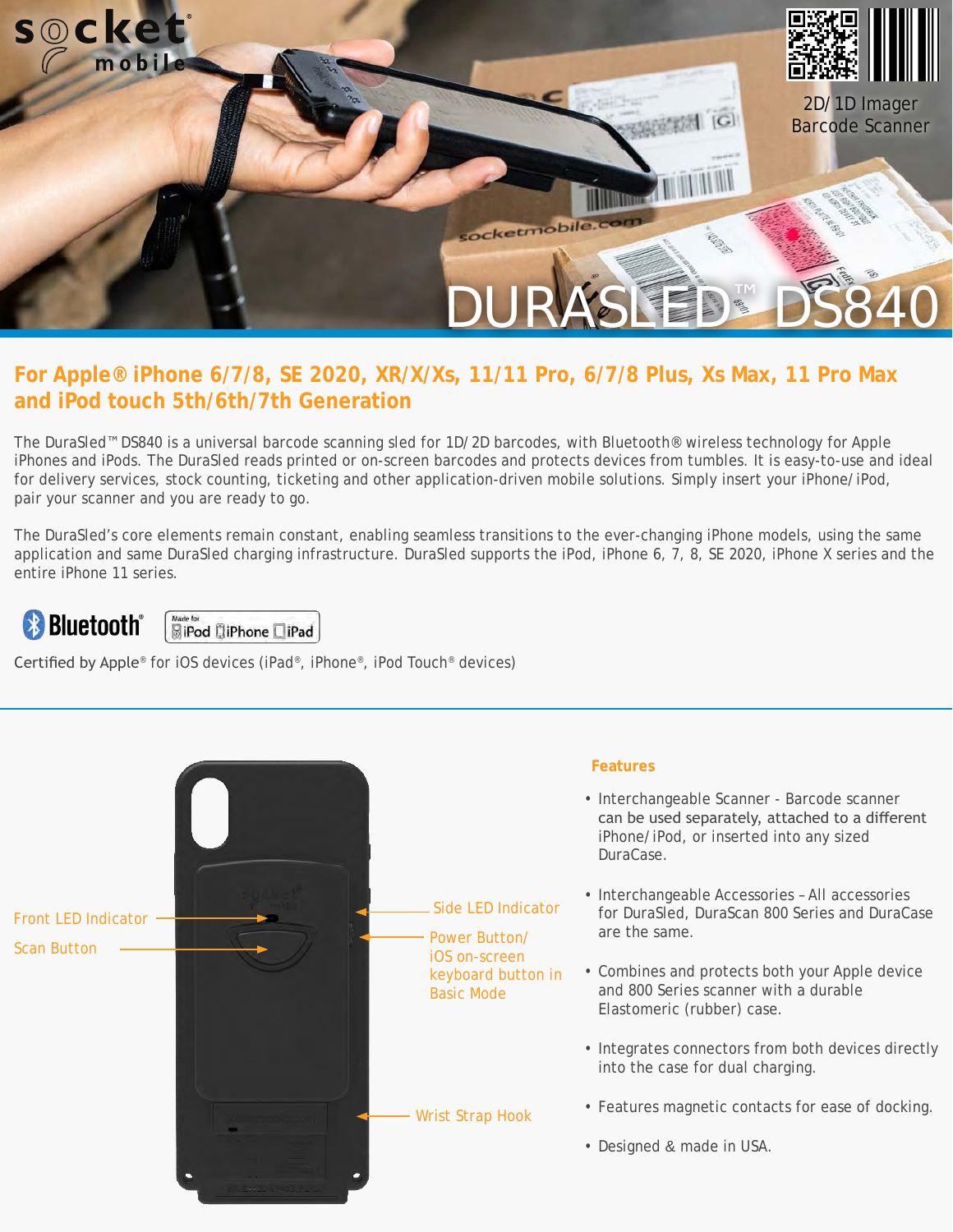socket mobile

2D/1D Imager Barcode Scanner

# DURASLED™ DS840

## For Apple® iPhone 6/7/8, SE 2020, XR/X/Xs, 11/11 Pro, 6/7/8 Plus, Xs Max, 11 Pro Max and iPod touch 5th/6th/7th Generation

The DuraSled™ DS840 is a universal barcode scanning sled for 1D/2D barcodes, with Bluetooth® wireless technology for Apple iPhones and iPods. The DuraSled reads printed or on-screen barcodes and protects devices from tumbles. It is easy-to-use and ideal for delivery services, stock counting, ticketing and other application-driven mobile solutions. Simply insert your iPhone/iPod, pair your scanner and you are ready to go.

The DuraSled's core elements remain constant, enabling seamless transitions to the ever-changing iPhone models, using the same application and same DuraSled charging infrastructure. DuraSled supports the iPod, iPhone 6, 7, 8, SE 2020, iPhone X series and the entire iPhone 11 series.

Bluetooth® | Made for iPod iPhone iPad

Certified by Apple® for iOS devices (iPad®, iPhone®, iPod Touch® devices)

Front LED Indicator

Scan Button

Side LED Indicator

Power Button/ iOS on-screen keyboard button in Basic Mode

Wrist Strap Hook

### Features

- Interchangeable Scanner - Barcode scanner can be used separately, attached to a different iPhone/iPod, or inserted into any sized DuraCase.
- Interchangeable Accessories – All accessories for DuraSled, DuraScan 800 Series and DuraCase are the same.
- Combines and protects both your Apple device and 800 Series scanner with a durable Elastomeric (rubber) case.
- Integrates connectors from both devices directly into the case for dual charging.
- Features magnetic contacts for ease of docking.
- Designed & made in USA.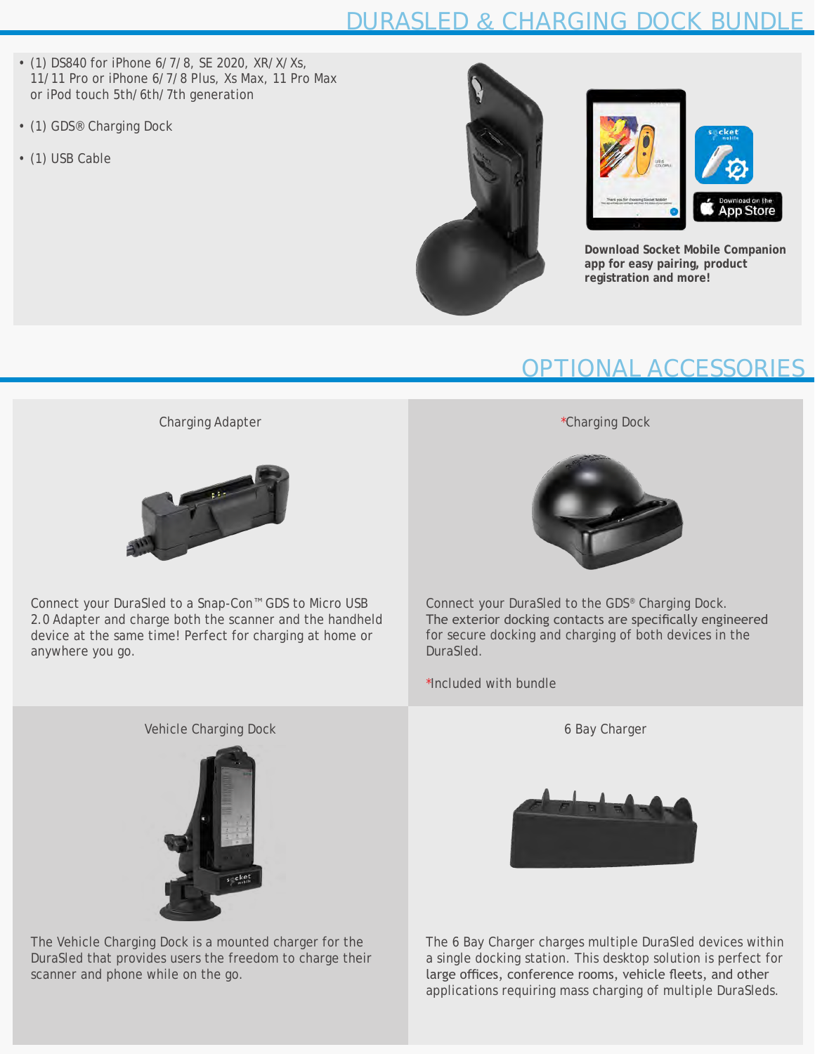## DURASLED & CHARGING DOCK BUNDLE

- (1) DS840 for iPhone 6/ 7/ 8, SE 2020, XR/ X/ Xs, 11/ 11 Pro or iPhone 6/ 7/ 8 Plus, Xs Max, 11 Pro Max or iPod touch 5th/ 6th/ 7th generation
- (1) GDS® Charging Dock
- (1) USB Cable

**Download Socket Mobile Companion app for easy pairing, product registration and more!**

## OPTIONAL ACCESSORIES

### Charging Adapter

Connect your DuraSled to a Snap-Con™ GDS to Micro USB 2.0 Adapter and charge both the scanner and the handheld device at the same time! Perfect for charging at home or anywhere you go.

### *Charging Dock

Connect your DuraSled to the GDS® Charging Dock. The exterior docking contacts are specifically engineered for secure docking and charging of both devices in the DuraSled.

*Included with bundle

### Vehicle Charging Dock

The Vehicle Charging Dock is a mounted charger for the DuraSled that provides users the freedom to charge their scanner and phone while on the go.

### 6 Bay Charger

The 6 Bay Charger charges multiple DuraSled devices within a single docking station. This desktop solution is perfect for large offices, conference rooms, vehicle fleets, and other applications requiring mass charging of multiple DuraSleds.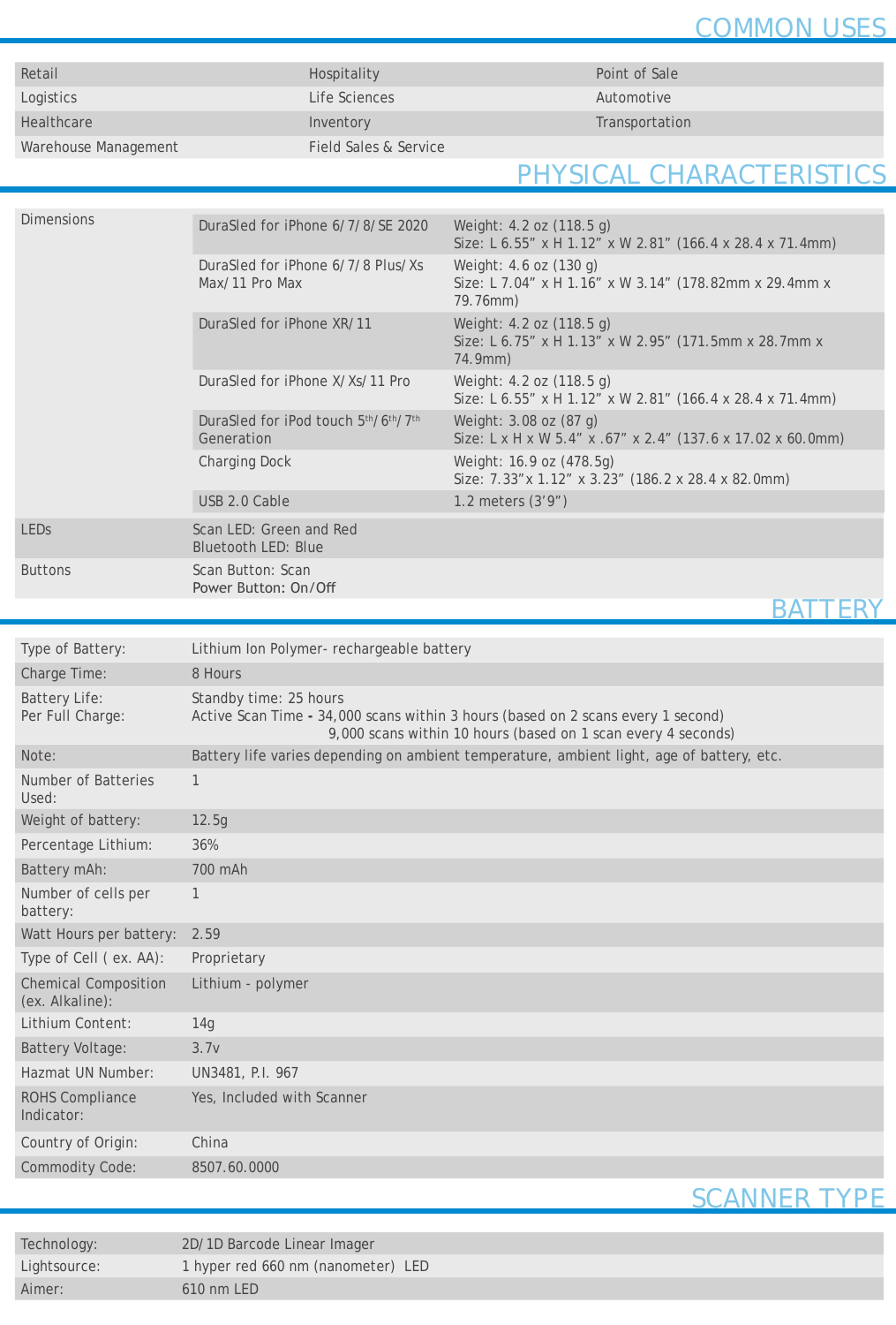## COMMON USES

| | | |
|---|---|---|
| Retail | Hospitality | Point of Sale |
| Logistics | Life Sciences | Automotive |
| Healthcare | Inventory | Transportation |
| Warehouse Management | Field Sales & Service | |

## PHYSICAL CHARACTERISTICS

| | | |
|---|---|---|
| Dimensions | DuraSled for iPhone 6/7/8/SE 2020 | Weight: 4.2 oz (118.5 g)<br>Size: L 6.55" x H 1.12" x W 2.81" (166.4 x 28.4 x 71.4mm) |
| | DuraSled for iPhone 6/7/8 Plus/Xs Max/11 Pro Max | Weight: 4.6 oz (130 g)<br>Size: L 7.04" x H 1.16" x W 3.14" (178.82mm x 29.4mm x 79.76mm) |
| | DuraSled for iPhone XR/11 | Weight: 4.2 oz (118.5 g)<br>Size: L 6.75" x H 1.13" x W 2.95" (171.5mm x 28.7mm x 74.9mm) |
| | DuraSled for iPhone X/Xs/11 Pro | Weight: 4.2 oz (118.5 g)<br>Size: L 6.55" x H 1.12" x W 2.81" (166.4 x 28.4 x 71.4mm) |
| | DuraSled for iPod touch 5th/6th/7th Generation | Weight: 3.08 oz (87 g)<br>Size: L x H x W 5.4" x .67" x 2.4" (137.6 x 17.02 x 60.0mm) |
| | Charging Dock | Weight: 16.9 oz (478.5g)<br>Size: 7.33"x 1.12" x 3.23" (186.2 x 28.4 x 82.0mm) |
| | USB 2.0 Cable | 1.2 meters (3'9") |
| LEDs | Scan LED: Green and Red<br>Bluetooth LED: Blue | |
| Buttons | Scan Button: Scan<br>Power Button: On/Off | |

## BATTERY

| | |
|---|---|
| Type of Battery: | Lithium Ion Polymer- rechargeable battery |
| Charge Time: | 8 Hours |
| Battery Life:<br>Per Full Charge: | Standby time: 25 hours<br>Active Scan Time - 34,000 scans within 3 hours (based on 2 scans every 1 second)<br>9,000 scans within 10 hours (based on 1 scan every 4 seconds) |
| Note: | Battery life varies depending on ambient temperature, ambient light, age of battery, etc. |
| Number of Batteries Used: | 1 |
| Weight of battery: | 12.5g |
| Percentage Lithium: | 36% |
| Battery mAh: | 700 mAh |
| Number of cells per battery: | 1 |
| Watt Hours per battery: | 2.59 |
| Type of Cell ( ex. AA): | Proprietary |
| Chemical Composition (ex. Alkaline): | Lithium - polymer |
| Lithium Content: | 14g |
| Battery Voltage: | 3.7v |
| Hazmat UN Number: | UN3481, P.I. 967 |
| ROHS Compliance Indicator: | Yes, Included with Scanner |
| Country of Origin: | China |
| Commodity Code: | 8507.60.0000 |

## SCANNER TYPE

| | |
|---|---|
| Technology: | 2D/1D Barcode Linear Imager |
| Lightsource: | 1 hyper red 660 nm (nanometer) LED |
| Aimer: | 610 nm LED |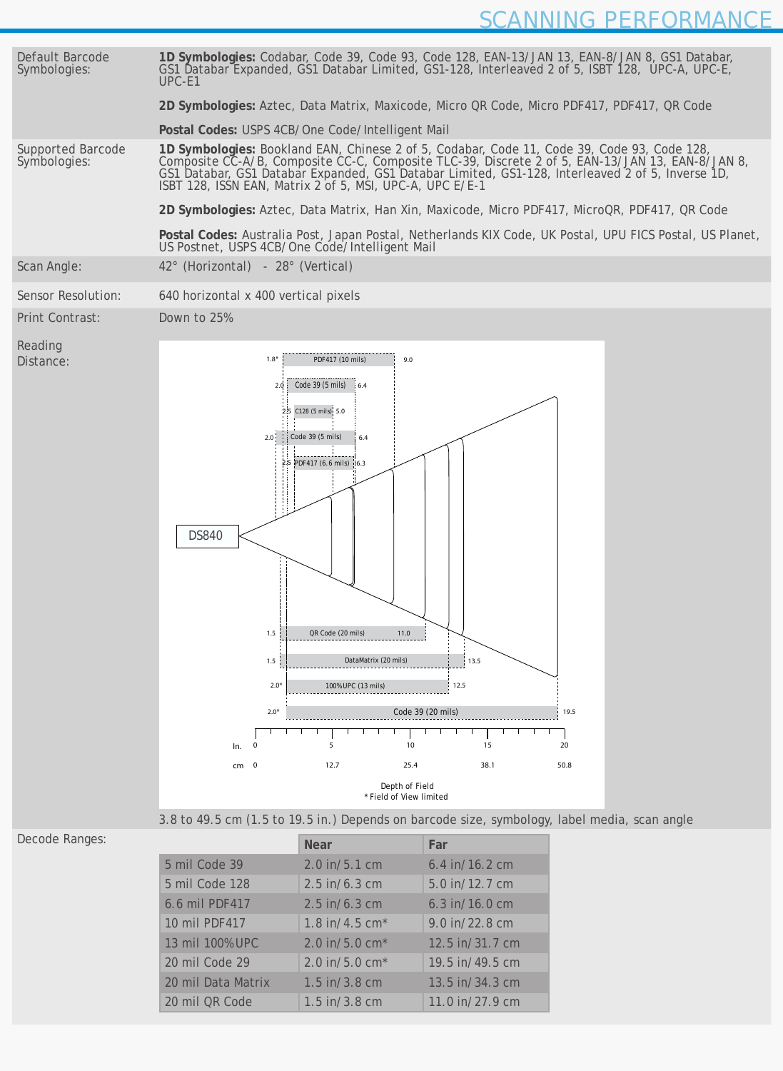# SCANNING PERFORMANCE

| | |
|---|---|
| Default Barcode Symbologies: | **1D Symbologies:** Codabar, Code 39, Code 93, Code 128, EAN-13/JAN 13, EAN-8/JAN 8, GS1 Databar, GS1 Databar Expanded, GS1 Databar Limited, GS1-128, Interleaved 2 of 5, ISBT 128, UPC-A, UPC-E, UPC-E1<br><br>**2D Symbologies:** Aztec, Data Matrix, Maxicode, Micro QR Code, Micro PDF417, PDF417, QR Code<br><br>**Postal Codes:** USPS 4CB/One Code/Intelligent Mail |
| Supported Barcode Symbologies: | **1D Symbologies:** Bookland EAN, Chinese 2 of 5, Codabar, Code 11, Code 39, Code 93, Code 128, Composite CC-A/B, Composite CC-C, Composite TLC-39, Discrete 2 of 5, EAN-13/JAN 13, EAN-8/JAN 8, GS1 Databar, GS1 Databar Expanded, GS1 Databar Limited, GS1-128, Interleaved 2 of 5, Inverse 1D, ISBT 128, ISSN EAN, Matrix 2 of 5, MSI, UPC-A, UPC E/E-1<br><br>**2D Symbologies:** Aztec, Data Matrix, Han Xin, Maxicode, Micro PDF417, MicroQR, PDF417, QR Code<br><br>**Postal Codes:** Australia Post, Japan Postal, Netherlands KIX Code, UK Postal, UPU FICS Postal, US Planet, US Postnet, USPS 4CB/One Code/Intelligent Mail |
| Scan Angle: | 42° (Horizontal) - 28° (Vertical) |
| Sensor Resolution: | 640 horizontal x 400 vertical pixels |
| Print Contrast: | Down to 25% |
| Reading Distance: | 3.8 to 49.5 cm (1.5 to 19.5 in.) Depends on barcode size, symbology, label media, scan angle |

DS840 — Depth of Field

| Barcode | Near (in.) | Far (in.) |
|---|---|---|
| PDF417 (10 mils) | 1.8* | 9.0 |
| Code 39 (5 mils) | 2.0 | 6.4 |
| C128 (5 mils) | 2.5 | 5.0 |
| Code 39 (5 mils) | 2.0 | 6.4 |
| PDF417 (6.6 mils) | 2.5 | 6.3 |
| QR Code (20 mils) | 1.5 | 11.0 |
| DataMatrix (20 mils) | 1.5 | 13.5 |
| 100%UPC (13 mils) | 2.0* | 12.5 |
| Code 39 (20 mils) | 2.0* | 19.5 |

In.: 0, 5, 10, 15, 20
cm: 0, 12.7, 25.4, 38.1, 50.8

Depth of Field
* Field of View limited

Decode Ranges:

| | Near | Far |
|---|---|---|
| 5 mil Code 39 | 2.0 in/5.1 cm | 6.4 in/16.2 cm |
| 5 mil Code 128 | 2.5 in/6.3 cm | 5.0 in/12.7 cm |
| 6.6 mil PDF417 | 2.5 in/6.3 cm | 6.3 in/16.0 cm |
| 10 mil PDF417 | 1.8 in/4.5 cm* | 9.0 in/22.8 cm |
| 13 mil 100%UPC | 2.0 in/5.0 cm* | 12.5 in/31.7 cm |
| 20 mil Code 29 | 2.0 in/5.0 cm* | 19.5 in/49.5 cm |
| 20 mil Data Matrix | 1.5 in/3.8 cm | 13.5 in/34.3 cm |
| 20 mil QR Code | 1.5 in/3.8 cm | 11.0 in/27.9 cm |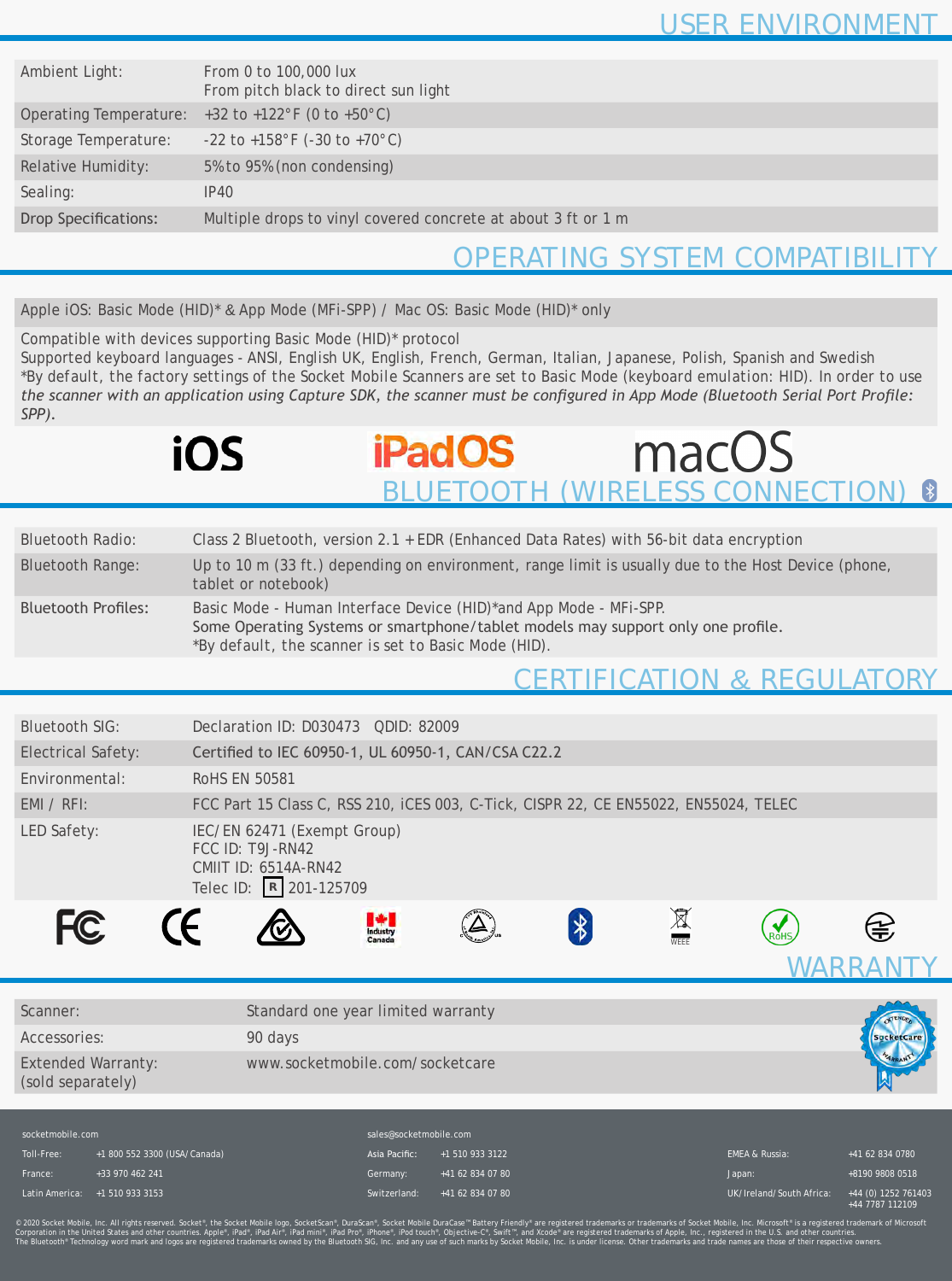## USER ENVIRONMENT

| | |
|---|---|
| Ambient Light: | From 0 to 100,000 lux<br>From pitch black to direct sun light |
| Operating Temperature: | +32 to +122°F (0 to +50°C) |
| Storage Temperature: | -22 to +158°F (-30 to +70°C) |
| Relative Humidity: | 5% to 95% (non condensing) |
| Sealing: | IP40 |
| Drop Specifications: | Multiple drops to vinyl covered concrete at about 3 ft or 1 m |

## OPERATING SYSTEM COMPATIBILITY

Apple iOS: Basic Mode (HID)* & App Mode (MFi-SPP) / Mac OS: Basic Mode (HID)* only

Compatible with devices supporting Basic Mode (HID)* protocol
Supported keyboard languages - ANSI, English UK, English, French, German, Italian, Japanese, Polish, Spanish and Swedish
*By default, the factory settings of the Socket Mobile Scanners are set to Basic Mode (keyboard emulation: HID). In order to use *the scanner with an application using Capture SDK, the scanner must be configured in App Mode (Bluetooth Serial Port Profile: SPP).*

iOS iPadOS macOS

## BLUETOOTH (WIRELESS CONNECTION)

| | |
|---|---|
| Bluetooth Radio: | Class 2 Bluetooth, version 2.1 + EDR (Enhanced Data Rates) with 56-bit data encryption |
| Bluetooth Range: | Up to 10 m (33 ft.) depending on environment, range limit is usually due to the Host Device (phone, tablet or notebook) |
| Bluetooth Profiles: | Basic Mode - Human Interface Device (HID)*and App Mode - MFi-SPP.<br>Some Operating Systems or smartphone/tablet models may support only one profile.<br>*By default, the scanner is set to Basic Mode (HID). |

## CERTIFICATION & REGULATORY

| | |
|---|---|
| Bluetooth SIG: | Declaration ID: D030473 QDID: 82009 |
| Electrical Safety: | Certified to IEC 60950-1, UL 60950-1, CAN/CSA C22.2 |
| Environmental: | RoHS EN 50581 |
| EMI / RFI: | FCC Part 15 Class C, RSS 210, iCES 003, C-Tick, CISPR 22, CE EN55022, EN55024, TELEC |
| LED Safety: | IEC/EN 62471 (Exempt Group)<br>FCC ID: T9J-RN42<br>CMIIT ID: 6514A-RN42<br>Telec ID: R 201-125709 |

## WARRANTY

| | |
|---|---|
| Scanner: | Standard one year limited warranty |
| Accessories: | 90 days |
| Extended Warranty: (sold separately) | www.socketmobile.com/socketcare |

socketmobile.com
sales@socketmobile.com

Toll-Free: +1 800 552 3300 (USA/Canada)
France: +33 970 462 241
Latin America: +1 510 933 3153
Asia Pacific: +1 510 933 3122
Germany: +41 62 834 07 80
Switzerland: +41 62 834 07 80
EMEA & Russia: +41 62 834 0780
Japan: +8190 9808 0518
UK/Ireland/South Africa: +44 (0) 1252 761403 +44 7787 112109

© 2020 Socket Mobile, Inc. All rights reserved. Socket®, the Socket Mobile logo, SocketScan®, DuraScan®, Socket Mobile DuraCase™ Battery Friendly® are registered trademarks or trademarks of Socket Mobile, Inc. Microsoft® is a registered trademark of Microsoft Corporation in the United States and other countries. Apple®, iPad®, iPad Air®, iPad mini®, iPad Pro®, iPhone®, iPod touch®, Objective-C®, Swift™, and Xcode® are registered trademarks of Apple, Inc., registered in the U.S. and other countries. The Bluetooth® Technology word mark and logos are registered trademarks owned by the Bluetooth SIG, Inc. and any use of such marks by Socket Mobile, Inc. is under license. Other trademarks and trade names are those of their respective owners.